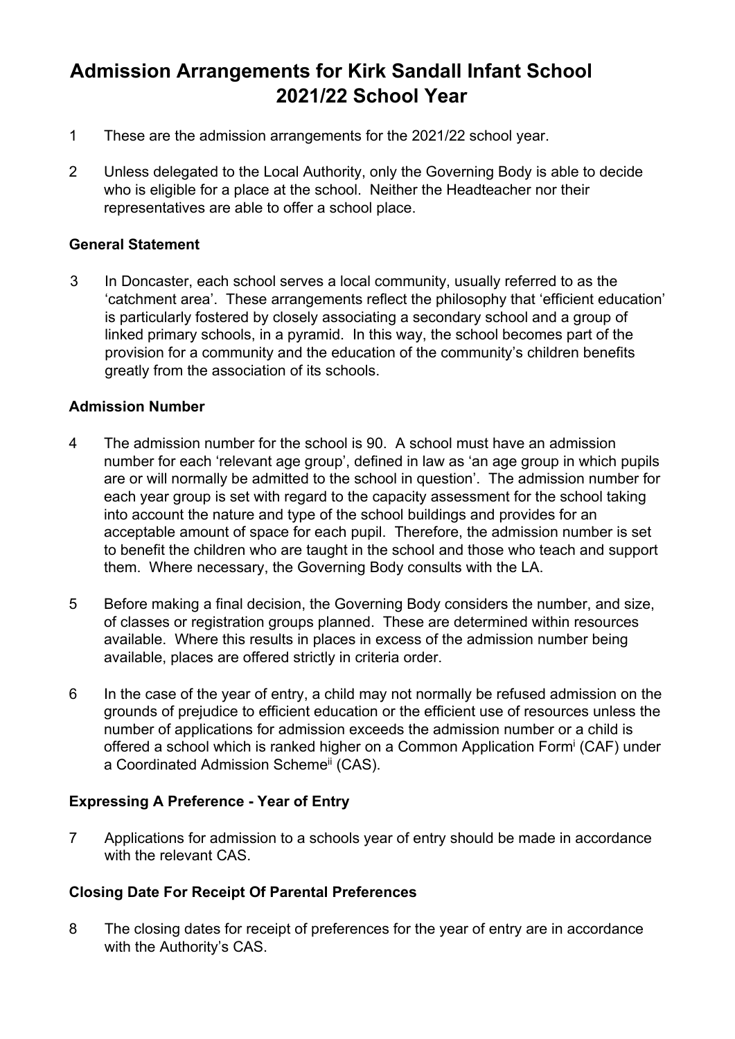# Admission Arrangements for Kirk Sandall Infant School 2021/22 School Year

1 These are the admission arrangements for the 2021/22 school year.

2 Unless delegated to the Local Authority, only the Governing Body is able to decide who is eligible for a place at the school. Neither the Headteacher nor their representatives are able to offer a school place.

**General Statement**

3 In Doncaster, each school serves a local community, usually referred to as the 'catchment area'. These arrangements reflect the philosophy that 'efficient education' is particularly fostered by closely associating a secondary school and a group of linked primary schools, in a pyramid. In this way, the school becomes part of the provision for a community and the education of the community's children benefits greatly from the association of its schools.

**Admission Number**

4 The admission number for the school is 90. A school must have an admission number for each 'relevant age group', defined in law as 'an age group in which pupils are or will normally be admitted to the school in question'. The admission number for each year group is set with regard to the capacity assessment for the school taking into account the nature and type of the school buildings and provides for an acceptable amount of space for each pupil. Therefore, the admission number is set to benefit the children who are taught in the school and those who teach and support them. Where necessary, the Governing Body consults with the LA.

5 Before making a final decision, the Governing Body considers the number, and size, of classes or registration groups planned. These are determined within resources available. Where this results in places in excess of the admission number being available, places are offered strictly in criteria order.

6 In the case of the year of entry, a child may not normally be refused admission on the grounds of prejudice to efficient education or the efficient use of resources unless the number of applications for admission exceeds the admission number or a child is offered a school which is ranked higher on a Common Application Form[i] (CAF) under a Coordinated Admission Scheme[ii] (CAS).

**Expressing A Preference - Year of Entry**

7 Applications for admission to a schools year of entry should be made in accordance with the relevant CAS.

**Closing Date For Receipt Of Parental Preferences**

8 The closing dates for receipt of preferences for the year of entry are in accordance with the Authority's CAS.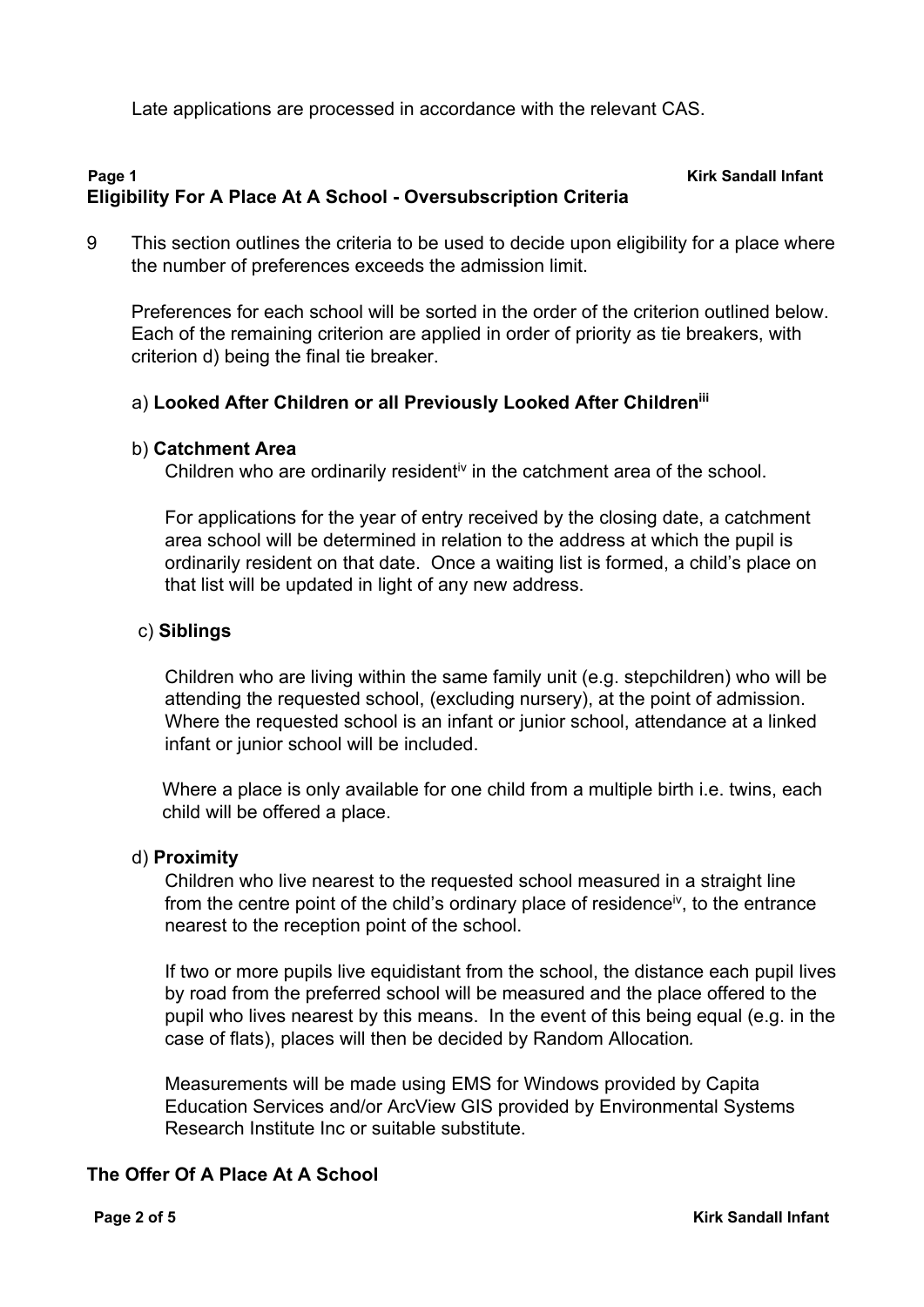Late applications are processed in accordance with the relevant CAS.

## Eligibility For A Place At A School - Oversubscription Criteria

9 This section outlines the criteria to be used to decide upon eligibility for a place where the number of preferences exceeds the admission limit.

Preferences for each school will be sorted in the order of the criterion outlined below. Each of the remaining criterion are applied in order of priority as tie breakers, with criterion d) being the final tie breaker.

a) **Looked After Children or all Previously Looked After Children**[iii]

b) **Catchment Area**

Children who are ordinarily resident[iv] in the catchment area of the school.

For applications for the year of entry received by the closing date, a catchment area school will be determined in relation to the address at which the pupil is ordinarily resident on that date. Once a waiting list is formed, a child's place on that list will be updated in light of any new address.

c) **Siblings**

Children who are living within the same family unit (e.g. stepchildren) who will be attending the requested school, (excluding nursery), at the point of admission. Where the requested school is an infant or junior school, attendance at a linked infant or junior school will be included.

Where a place is only available for one child from a multiple birth i.e. twins, each child will be offered a place.

d) **Proximity**

Children who live nearest to the requested school measured in a straight line from the centre point of the child's ordinary place of residence[iv], to the entrance nearest to the reception point of the school.

If two or more pupils live equidistant from the school, the distance each pupil lives by road from the preferred school will be measured and the place offered to the pupil who lives nearest by this means. In the event of this being equal (e.g. in the case of flats), places will then be decided by Random Allocation.

Measurements will be made using EMS for Windows provided by Capita Education Services and/or ArcView GIS provided by Environmental Systems Research Institute Inc or suitable substitute.

## The Offer Of A Place At A School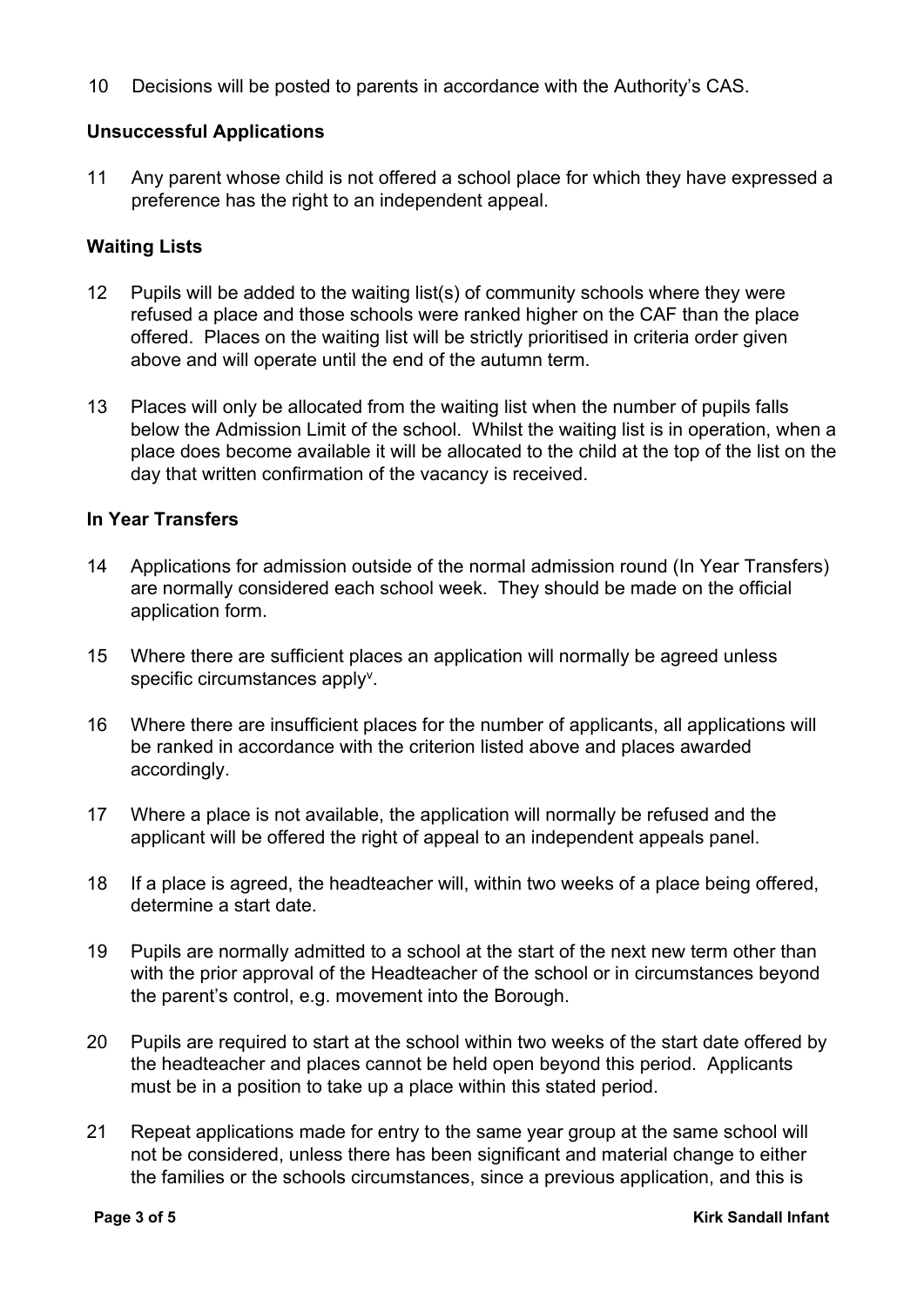10 Decisions will be posted to parents in accordance with the Authority's CAS.

## Unsuccessful Applications

11 Any parent whose child is not offered a school place for which they have expressed a preference has the right to an independent appeal.

## Waiting Lists

12 Pupils will be added to the waiting list(s) of community schools where they were refused a place and those schools were ranked higher on the CAF than the place offered. Places on the waiting list will be strictly prioritised in criteria order given above and will operate until the end of the autumn term.

13 Places will only be allocated from the waiting list when the number of pupils falls below the Admission Limit of the school. Whilst the waiting list is in operation, when a place does become available it will be allocated to the child at the top of the list on the day that written confirmation of the vacancy is received.

## In Year Transfers

14 Applications for admission outside of the normal admission round (In Year Transfers) are normally considered each school week. They should be made on the official application form.

15 Where there are sufficient places an application will normally be agreed unless specific circumstances apply[v].

16 Where there are insufficient places for the number of applicants, all applications will be ranked in accordance with the criterion listed above and places awarded accordingly.

17 Where a place is not available, the application will normally be refused and the applicant will be offered the right of appeal to an independent appeals panel.

18 If a place is agreed, the headteacher will, within two weeks of a place being offered, determine a start date.

19 Pupils are normally admitted to a school at the start of the next new term other than with the prior approval of the Headteacher of the school or in circumstances beyond the parent's control, e.g. movement into the Borough.

20 Pupils are required to start at the school within two weeks of the start date offered by the headteacher and places cannot be held open beyond this period. Applicants must be in a position to take up a place within this stated period.

21 Repeat applications made for entry to the same year group at the same school will not be considered, unless there has been significant and material change to either the families or the schools circumstances, since a previous application, and this is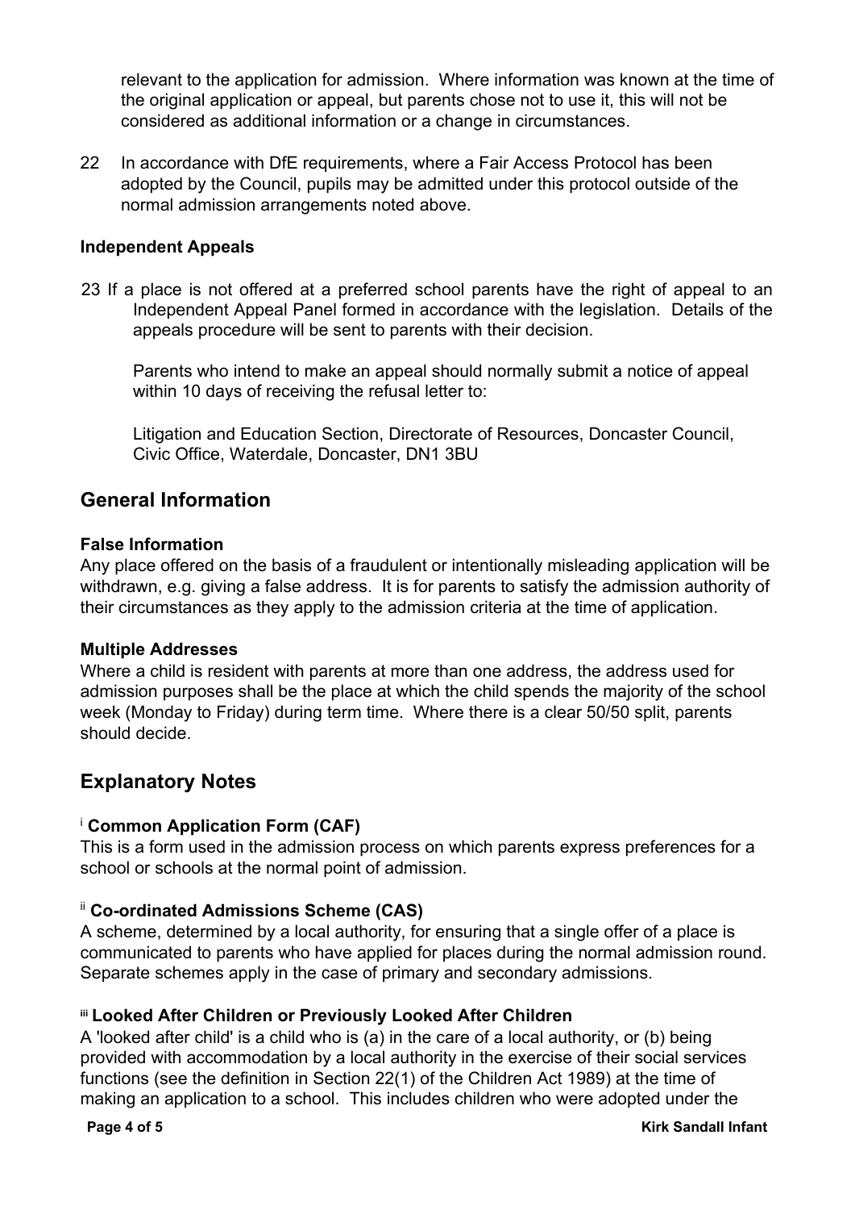relevant to the application for admission. Where information was known at the time of the original application or appeal, but parents chose not to use it, this will not be considered as additional information or a change in circumstances.

22 In accordance with DfE requirements, where a Fair Access Protocol has been adopted by the Council, pupils may be admitted under this protocol outside of the normal admission arrangements noted above.

**Independent Appeals**

23 If a place is not offered at a preferred school parents have the right of appeal to an Independent Appeal Panel formed in accordance with the legislation. Details of the appeals procedure will be sent to parents with their decision.

Parents who intend to make an appeal should normally submit a notice of appeal within 10 days of receiving the refusal letter to:

Litigation and Education Section, Directorate of Resources, Doncaster Council, Civic Office, Waterdale, Doncaster, DN1 3BU

## General Information

**False Information**

Any place offered on the basis of a fraudulent or intentionally misleading application will be withdrawn, e.g. giving a false address. It is for parents to satisfy the admission authority of their circumstances as they apply to the admission criteria at the time of application.

**Multiple Addresses**

Where a child is resident with parents at more than one address, the address used for admission purposes shall be the place at which the child spends the majority of the school week (Monday to Friday) during term time. Where there is a clear 50/50 split, parents should decide.

## Explanatory Notes

[i] **Common Application Form (CAF)**

This is a form used in the admission process on which parents express preferences for a school or schools at the normal point of admission.

[ii] **Co-ordinated Admissions Scheme (CAS)**

A scheme, determined by a local authority, for ensuring that a single offer of a place is communicated to parents who have applied for places during the normal admission round. Separate schemes apply in the case of primary and secondary admissions.

[iii] **Looked After Children or Previously Looked After Children**

A 'looked after child' is a child who is (a) in the care of a local authority, or (b) being provided with accommodation by a local authority in the exercise of their social services functions (see the definition in Section 22(1) of the Children Act 1989) at the time of making an application to a school. This includes children who were adopted under the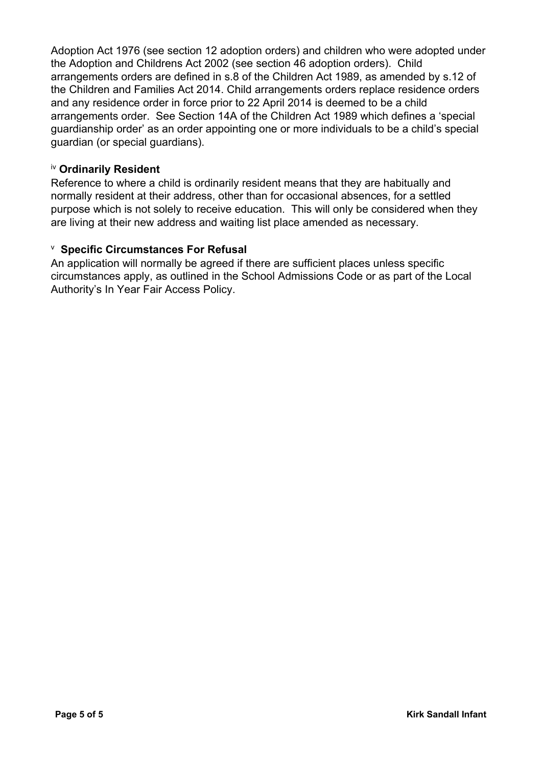Adoption Act 1976 (see section 12 adoption orders) and children who were adopted under the Adoption and Childrens Act 2002 (see section 46 adoption orders). Child arrangements orders are defined in s.8 of the Children Act 1989, as amended by s.12 of the Children and Families Act 2014. Child arrangements orders replace residence orders and any residence order in force prior to 22 April 2014 is deemed to be a child arrangements order. See Section 14A of the Children Act 1989 which defines a 'special guardianship order' as an order appointing one or more individuals to be a child's special guardian (or special guardians).

**[iv] Ordinarily Resident**

Reference to where a child is ordinarily resident means that they are habitually and normally resident at their address, other than for occasional absences, for a settled purpose which is not solely to receive education. This will only be considered when they are living at their new address and waiting list place amended as necessary.

**[v] Specific Circumstances For Refusal**

An application will normally be agreed if there are sufficient places unless specific circumstances apply, as outlined in the School Admissions Code or as part of the Local Authority's In Year Fair Access Policy.